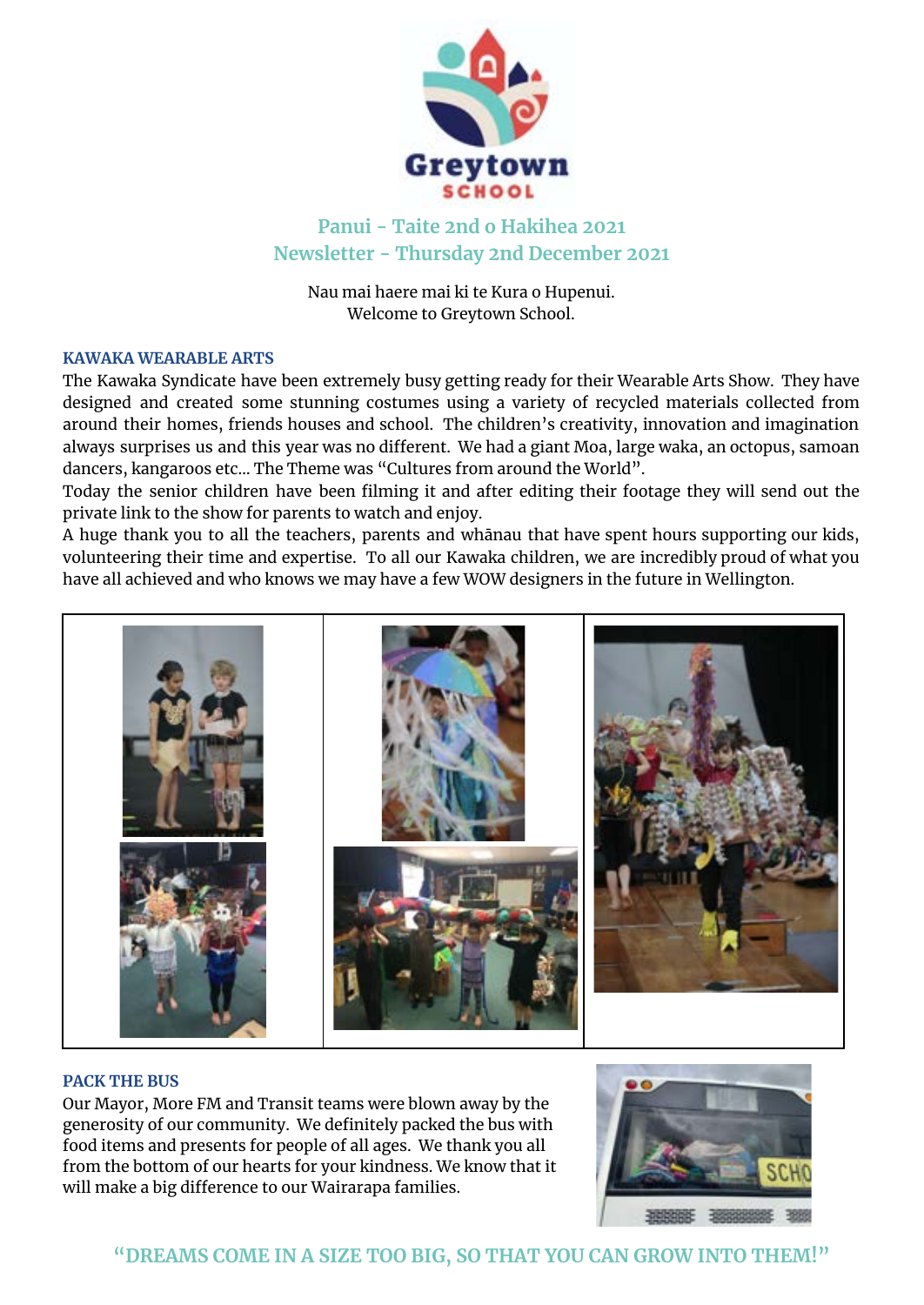Greytown SCHOOL

## Panui - Taite 2nd o Hakihea 2021
## Newsletter - Thursday 2nd December 2021

Nau mai haere mai ki te Kura o Hupenui.
Welcome to Greytown School.

### KAWAKA WEARABLE ARTS

The Kawaka Syndicate have been extremely busy getting ready for their Wearable Arts Show. They have designed and created some stunning costumes using a variety of recycled materials collected from around their homes, friends houses and school. The children's creativity, innovation and imagination always surprises us and this year was no different. We had a giant Moa, large waka, an octopus, samoan dancers, kangaroos etc... The Theme was "Cultures from around the World".

Today the senior children have been filming it and after editing their footage they will send out the private link to the show for parents to watch and enjoy.

A huge thank you to all the teachers, parents and whānau that have spent hours supporting our kids, volunteering their time and expertise. To all our Kawaka children, we are incredibly proud of what you have all achieved and who knows we may have a few WOW designers in the future in Wellington.

### PACK THE BUS

Our Mayor, More FM and Transit teams were blown away by the generosity of our community. We definitely packed the bus with food items and presents for people of all ages. We thank you all from the bottom of our hearts for your kindness. We know that it will make a big difference to our Wairarapa families.

**"DREAMS COME IN A SIZE TOO BIG, SO THAT YOU CAN GROW INTO THEM!"**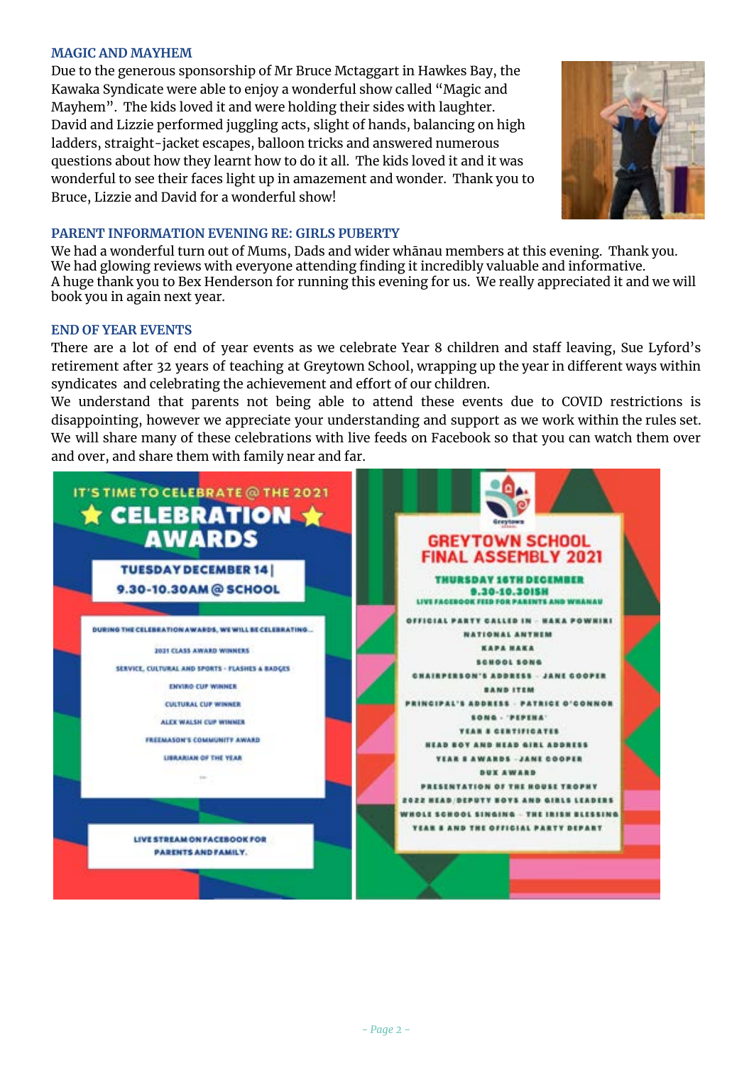### MAGIC AND MAYHEM

Due to the generous sponsorship of Mr Bruce Mctaggart in Hawkes Bay, the Kawaka Syndicate were able to enjoy a wonderful show called "Magic and Mayhem". The kids loved it and were holding their sides with laughter. David and Lizzie performed juggling acts, slight of hands, balancing on high ladders, straight-jacket escapes, balloon tricks and answered numerous questions about how they learnt how to do it all. The kids loved it and it was wonderful to see their faces light up in amazement and wonder. Thank you to Bruce, Lizzie and David for a wonderful show!

### PARENT INFORMATION EVENING RE: GIRLS PUBERTY

We had a wonderful turn out of Mums, Dads and wider whānau members at this evening. Thank you. We had glowing reviews with everyone attending finding it incredibly valuable and informative. A huge thank you to Bex Henderson for running this evening for us. We really appreciated it and we will book you in again next year.

### END OF YEAR EVENTS

There are a lot of end of year events as we celebrate Year 8 children and staff leaving, Sue Lyford's retirement after 32 years of teaching at Greytown School, wrapping up the year in different ways within syndicates and celebrating the achievement and effort of our children.

We understand that parents not being able to attend these events due to COVID restrictions is disappointing, however we appreciate your understanding and support as we work within the rules set. We will share many of these celebrations with live feeds on Facebook so that you can watch them over and over, and share them with family near and far.

**IT'S TIME TO CELEBRATE @ THE 2021**

**CELEBRATION AWARDS**

**TUESDAY DECEMBER 14 | 9.30-10.30AM @ SCHOOL**

DURING THE CELEBRATION AWARDS, WE WILL BE CELEBRATING...

- 2021 CLASS AWARD WINNERS
- SERVICE, CULTURAL AND SPORTS - FLASHES & BADGES
- ENVIRO CUP WINNER
- CULTURAL CUP WINNER
- ALEX WALSH CUP WINNER
- FREEMASON'S COMMUNITY AWARD
- LIBRARIAN OF THE YEAR

LIVE STREAM ON FACEBOOK FOR PARENTS AND FAMILY.

**GREYTOWN SCHOOL FINAL ASSEMBLY 2021**

**THURSDAY 16TH DECEMBER 9.30-10.30ISH**

LIVE FACEBOOK FEED FOR PARENTS AND WHANAU

- OFFICIAL PARTY CALLED IN - HAKA POWHIRI
- NATIONAL ANTHEM
- KAPA HAKA
- SCHOOL SONG
- CHAIRPERSON'S ADDRESS - JANE COOPER
- BAND ITEM
- PRINCIPAL'S ADDRESS - PATRICE O'CONNOR
- SONG - 'PEPEHA'
- YEAR 8 CERTIFICATES
- HEAD BOY AND HEAD GIRL ADDRESS
- YEAR 8 AWARDS - JANE COOPER
- DUX AWARD
- PRESENTATION OF THE HOUSE TROPHY
- 2022 HEAD/DEPUTY BOYS AND GIRLS LEADERS
- WHOLE SCHOOL SINGING - THE IRISH BLESSING
- YEAR 8 AND THE OFFICIAL PARTY DEPART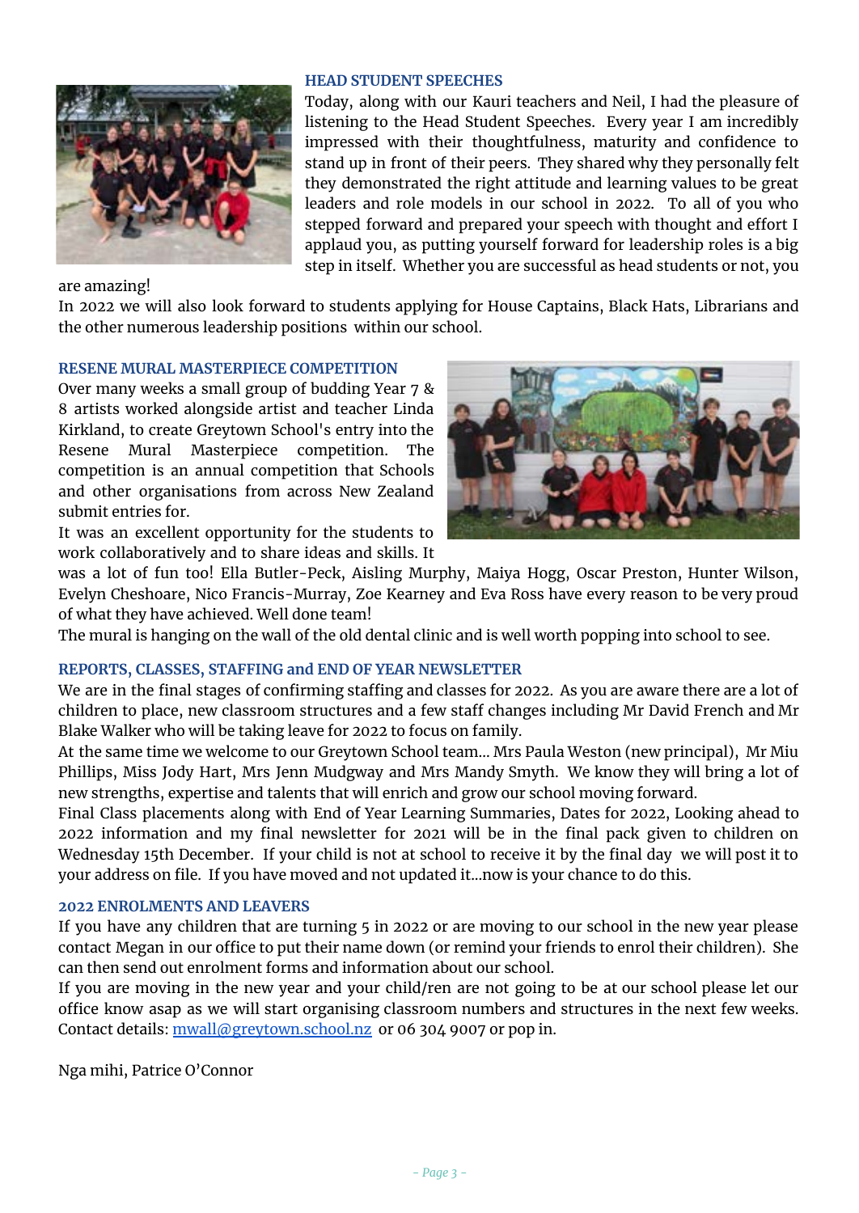## HEAD STUDENT SPEECHES

Today, along with our Kauri teachers and Neil, I had the pleasure of listening to the Head Student Speeches. Every year I am incredibly impressed with their thoughtfulness, maturity and confidence to stand up in front of their peers. They shared why they personally felt they demonstrated the right attitude and learning values to be great leaders and role models in our school in 2022. To all of you who stepped forward and prepared your speech with thought and effort I applaud you, as putting yourself forward for leadership roles is a big step in itself. Whether you are successful as head students or not, you are amazing!

In 2022 we will also look forward to students applying for House Captains, Black Hats, Librarians and the other numerous leadership positions within our school.

## RESENE MURAL MASTERPIECE COMPETITION

Over many weeks a small group of budding Year 7 & 8 artists worked alongside artist and teacher Linda Kirkland, to create Greytown School's entry into the Resene Mural Masterpiece competition. The competition is an annual competition that Schools and other organisations from across New Zealand submit entries for.

It was an excellent opportunity for the students to work collaboratively and to share ideas and skills. It was a lot of fun too! Ella Butler-Peck, Aisling Murphy, Maiya Hogg, Oscar Preston, Hunter Wilson, Evelyn Cheshoare, Nico Francis-Murray, Zoe Kearney and Eva Ross have every reason to be very proud of what they have achieved. Well done team!

The mural is hanging on the wall of the old dental clinic and is well worth popping into school to see.

## REPORTS, CLASSES, STAFFING and END OF YEAR NEWSLETTER

We are in the final stages of confirming staffing and classes for 2022. As you are aware there are a lot of children to place, new classroom structures and a few staff changes including Mr David French and Mr Blake Walker who will be taking leave for 2022 to focus on family.

At the same time we welcome to our Greytown School team... Mrs Paula Weston (new principal), Mr Miu Phillips, Miss Jody Hart, Mrs Jenn Mudgway and Mrs Mandy Smyth. We know they will bring a lot of new strengths, expertise and talents that will enrich and grow our school moving forward.

Final Class placements along with End of Year Learning Summaries, Dates for 2022, Looking ahead to 2022 information and my final newsletter for 2021 will be in the final pack given to children on Wednesday 15th December. If your child is not at school to receive it by the final day we will post it to your address on file. If you have moved and not updated it...now is your chance to do this.

## 2022 ENROLMENTS AND LEAVERS

If you have any children that are turning 5 in 2022 or are moving to our school in the new year please contact Megan in our office to put their name down (or remind your friends to enrol their children). She can then send out enrolment forms and information about our school.

If you are moving in the new year and your child/ren are not going to be at our school please let our office know asap as we will start organising classroom numbers and structures in the next few weeks. Contact details: [mwall@greytown.school.nz](mailto:mwall@greytown.school.nz) or 06 304 9007 or pop in.

Nga mihi, Patrice O'Connor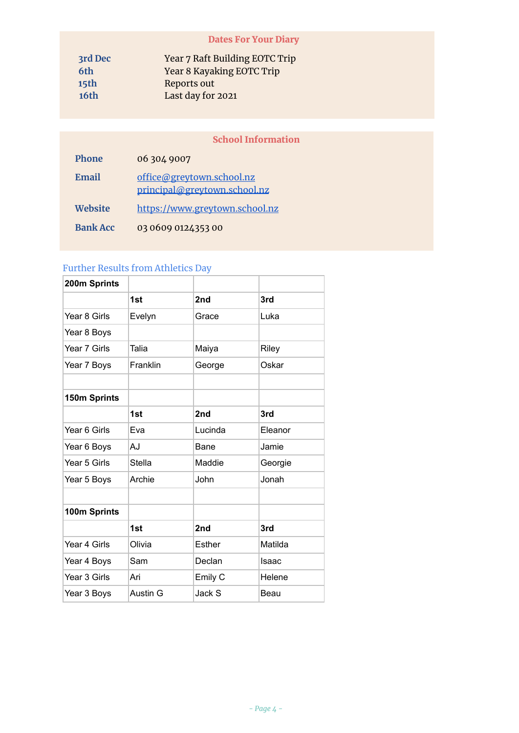## Dates For Your Diary

| | |
|---|---|
| **3rd Dec** | Year 7 Raft Building EOTC Trip |
| **6th** | Year 8 Kayaking EOTC Trip |
| **15th** | Reports out |
| **16th** | Last day for 2021 |

## School Information

| | |
|---|---|
| **Phone** | 06 304 9007 |
| **Email** | office@greytown.school.nz<br>principal@greytown.school.nz |
| **Website** | https://www.greytown.school.nz |
| **Bank Acc** | 03 0609 0124353 00 |

### Further Results from Athletics Day

| **200m Sprints** | | | |
|---|---|---|---|
| | **1st** | **2nd** | **3rd** |
| Year 8 Girls | Evelyn | Grace | Luka |
| Year 8 Boys | | | |
| Year 7 Girls | Talia | Maiya | Riley |
| Year 7 Boys | Franklin | George | Oskar |
| | | | |
| **150m Sprints** | | | |
| | **1st** | **2nd** | **3rd** |
| Year 6 Girls | Eva | Lucinda | Eleanor |
| Year 6 Boys | AJ | Bane | Jamie |
| Year 5 Girls | Stella | Maddie | Georgie |
| Year 5 Boys | Archie | John | Jonah |
| | | | |
| **100m Sprints** | | | |
| | **1st** | **2nd** | **3rd** |
| Year 4 Girls | Olivia | Esther | Matilda |
| Year 4 Boys | Sam | Declan | Isaac |
| Year 3 Girls | Ari | Emily C | Helene |
| Year 3 Boys | Austin G | Jack S | Beau |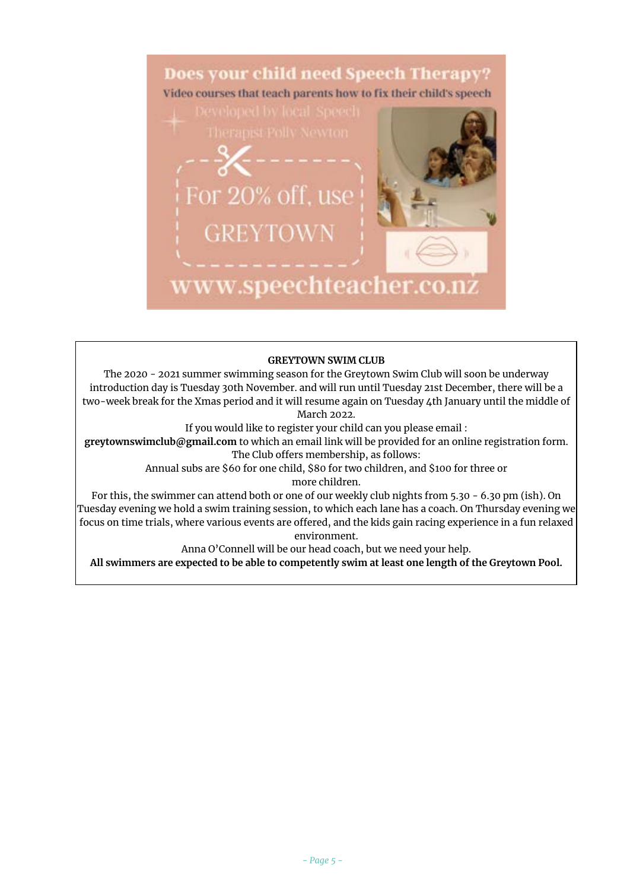**Does your child need Speech Therapy?**

Video courses that teach parents how to fix their child's speech

Developed by local Speech Therapist Polly Newton

For 20% off, use GREYTOWN

www.speechteacher.co.nz

**GREYTOWN SWIM CLUB**

The 2020 - 2021 summer swimming season for the Greytown Swim Club will soon be underway introduction day is Tuesday 30th November. and will run until Tuesday 21st December, there will be a two-week break for the Xmas period and it will resume again on Tuesday 4th January until the middle of March 2022.

If you would like to register your child can you please email :
**greytownswimclub@gmail.com** to which an email link will be provided for an online registration form.

The Club offers membership, as follows:

Annual subs are $60 for one child, $80 for two children, and $100 for three or more children.

For this, the swimmer can attend both or one of our weekly club nights from 5.30 - 6.30 pm (ish). On Tuesday evening we hold a swim training session, to which each lane has a coach. On Thursday evening we focus on time trials, where various events are offered, and the kids gain racing experience in a fun relaxed environment.

Anna O'Connell will be our head coach, but we need your help.

**All swimmers are expected to be able to competently swim at least one length of the Greytown Pool.**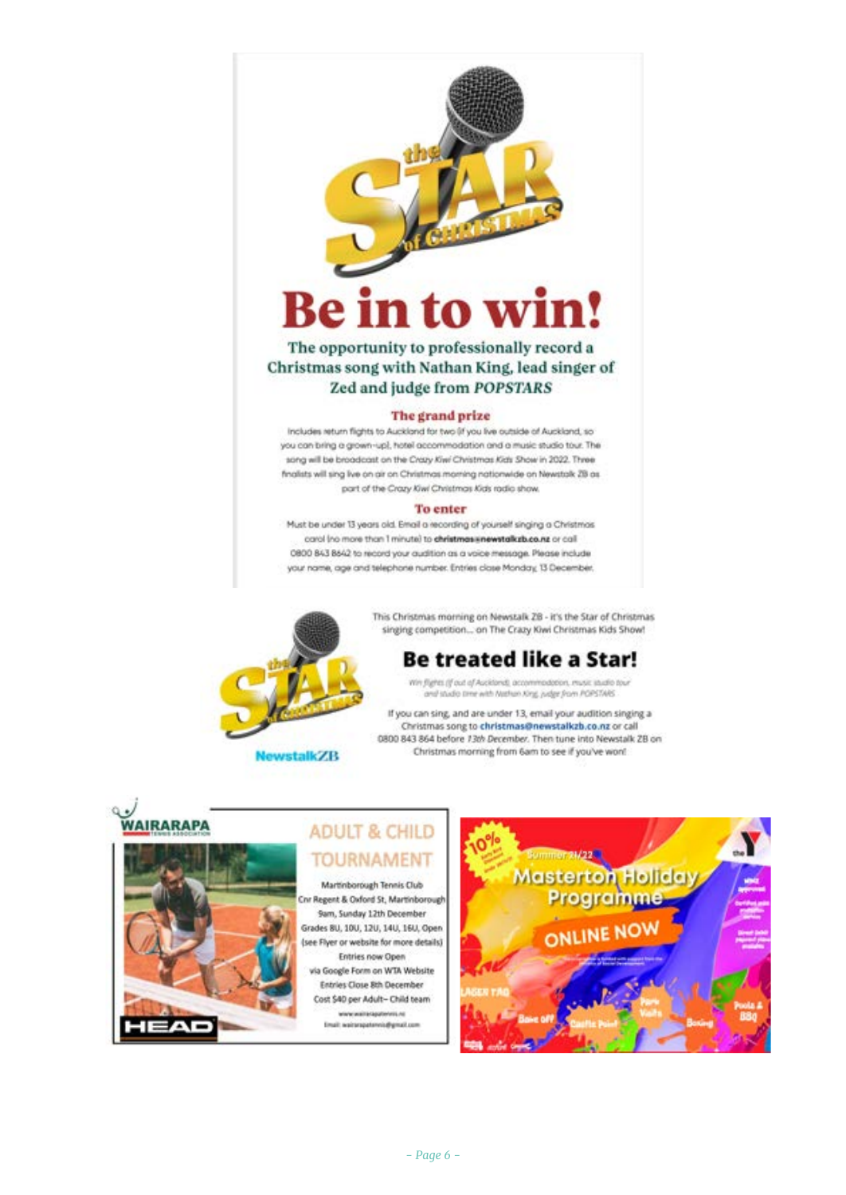# Be in to win!

**The opportunity to professionally record a Christmas song with Nathan King, lead singer of Zed and judge from *POPSTARS***

### The grand prize

Includes return flights to Auckland for two (if you live outside of Auckland, so you can bring a grown-up), hotel accommodation and a music studio tour. The song will be broadcast on the *Crazy Kiwi Christmas Kids Show* in 2022. Three finalists will sing live on air on Christmas morning nationwide on Newstalk ZB as part of the *Crazy Kiwi Christmas Kids* radio show.

### To enter

Must be under 13 years old. Email a recording of yourself singing a Christmas carol (no more than 1 minute) to **christmas@newstalkzb.co.nz** or call 0800 843 8642 to record your audition as a voice message. Please include your name, age and telephone number. Entries close Monday, 13 December.

---

This Christmas morning on Newstalk ZB - it's the Star of Christmas singing competition... on The Crazy Kiwi Christmas Kids Show!

## Be treated like a Star!

*Win flights (if out of Auckland), accommodation, music studio tour and studio time with Nathan King, judge from POPSTARS*

If you can sing, and are under 13, email your audition singing a Christmas song to **christmas@newstalkzb.co.nz** or call 0800 843 864 before *13th December*. Then tune into Newstalk ZB on Christmas morning from 6am to see if you've won!

NewstalkZB

---

**WAIRARAPA** TENNIS ASSOCIATION

## ADULT & CHILD TOURNAMENT

Martinborough Tennis Club
Cnr Regent & Oxford St, Martinborough
9am, Sunday 12th December
Grades 8U, 10U, 12U, 14U, 16U, Open
(see Flyer or website for more details)
Entries now Open
via Google Form on WTA Website
Entries Close 8th December
Cost $40 per Adult– Child team

www.wairarapatennis.nz
Email: wairarapatennis@gmail.com

HEAD

---

10% Early Bird Discount

Summer 21/22

## Masterton Holiday Programme

ONLINE NOW

Laser Tag · Bake off · Crafts Paint · Park Visits · Boxing · Pools & BBQ

MSD approved · Certified safe providers · Direct debit payment plans available